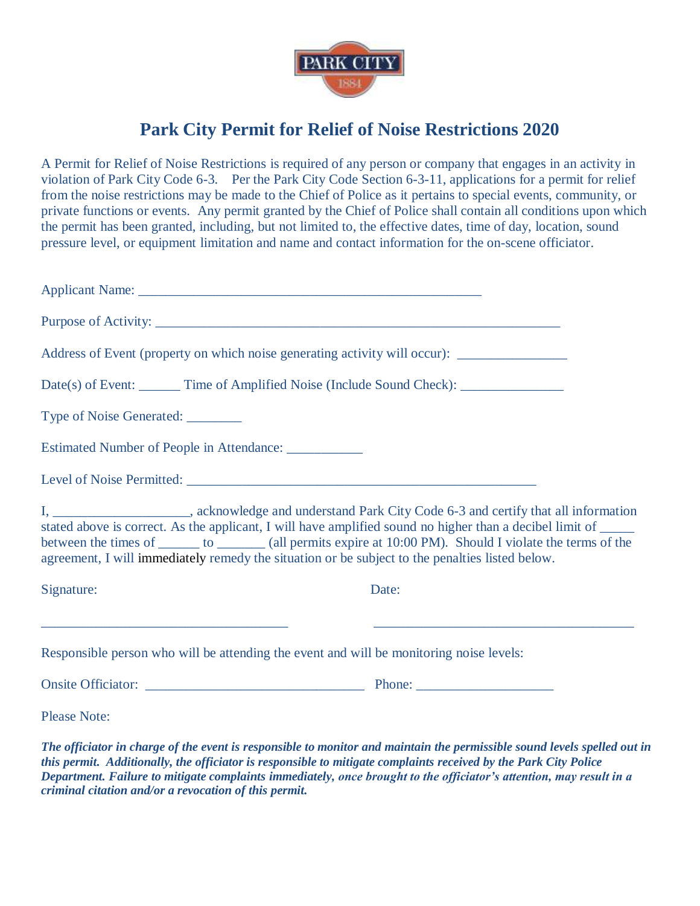# Park City Permit for Relief of Noise Restrictions 2020

A Permit for Relief of Noise Restrictions is required of any person or company that engages in an activity in violation of Park City Code 6-3. Per the Park City Code Section 6-3-11, applications for a permit for relief from the noise restrictions may be made to the Chief of Police as it pertains to special events, community, or private functions or events. Any permit granted by the Chief of Police shall contain all conditions upon which the permit has been granted, including, but not limited to, the effective dates, time of day, location, sound pressure level, or equipment limitation and name and contact information for the on-scene officiator.

Applicant Name: ___________________________________________________

Purpose of Activity: ____________________________________________________________

Address of Event (property on which noise generating activity will occur): ________________

Date(s) of Event: ______ Time of Amplified Noise (Include Sound Check): _______________

Type of Noise Generated: ________

Estimated Number of People in Attendance: ___________

Level of Noise Permitted: ____________________________________________________

I, ___________________, acknowledge and understand Park City Code 6-3 and certify that all information stated above is correct. As the applicant, I will have amplified sound no higher than a decibel limit of _____ between the times of ______ to _______ (all permits expire at 10:00 PM). Should I violate the terms of the agreement, I will immediately remedy the situation or be subject to the penalties listed below.

Signature: ____________________________________ Date: ______________________________________

Responsible person who will be attending the event and will be monitoring noise levels:

Onsite Officiator: ________________________________ Phone: ____________________

Please Note:

***The officiator in charge of the event is responsible to monitor and maintain the permissible sound levels spelled out in this permit. Additionally, the officiator is responsible to mitigate complaints received by the Park City Police Department. Failure to mitigate complaints immediately, once brought to the officiator's attention, may result in a criminal citation and/or a revocation of this permit.***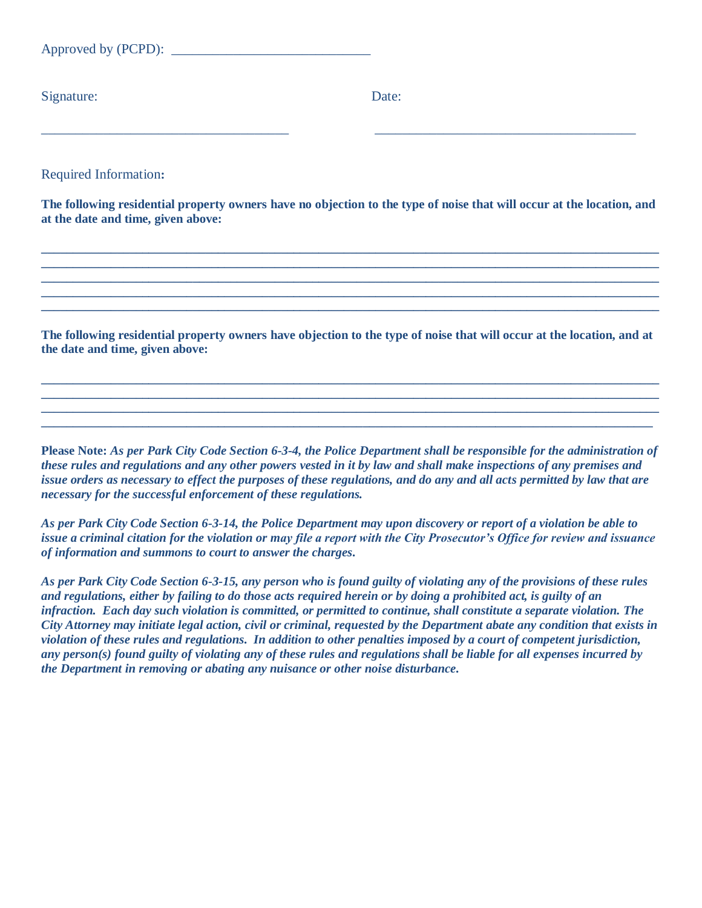Approved by (PCPD): ____________________________

Signature: ____________________________________ Date: ______________________________________

Required Information:

**The following residential property owners have no objection to the type of noise that will occur at the location, and at the date and time, given above:**

________________________________________________________________________________________________
________________________________________________________________________________________________
________________________________________________________________________________________________
________________________________________________________________________________________________
________________________________________________________________________________________________

**The following residential property owners have objection to the type of noise that will occur at the location, and at the date and time, given above:**

________________________________________________________________________________________________
________________________________________________________________________________________________
________________________________________________________________________________________________
________________________________________________________________________________________________

**Please Note:** ***As per Park City Code Section 6-3-4, the Police Department shall be responsible for the administration of these rules and regulations and any other powers vested in it by law and shall make inspections of any premises and issue orders as necessary to effect the purposes of these regulations, and do any and all acts permitted by law that are necessary for the successful enforcement of these regulations.***

***As per Park City Code Section 6-3-14, the Police Department may upon discovery or report of a violation be able to issue a criminal citation for the violation or may file a report with the City Prosecutor's Office for review and issuance of information and summons to court to answer the charges.***

***As per Park City Code Section 6-3-15, any person who is found guilty of violating any of the provisions of these rules and regulations, either by failing to do those acts required herein or by doing a prohibited act, is guilty of an infraction. Each day such violation is committed, or permitted to continue, shall constitute a separate violation. The City Attorney may initiate legal action, civil or criminal, requested by the Department abate any condition that exists in violation of these rules and regulations. In addition to other penalties imposed by a court of competent jurisdiction, any person(s) found guilty of violating any of these rules and regulations shall be liable for all expenses incurred by the Department in removing or abating any nuisance or other noise disturbance.***